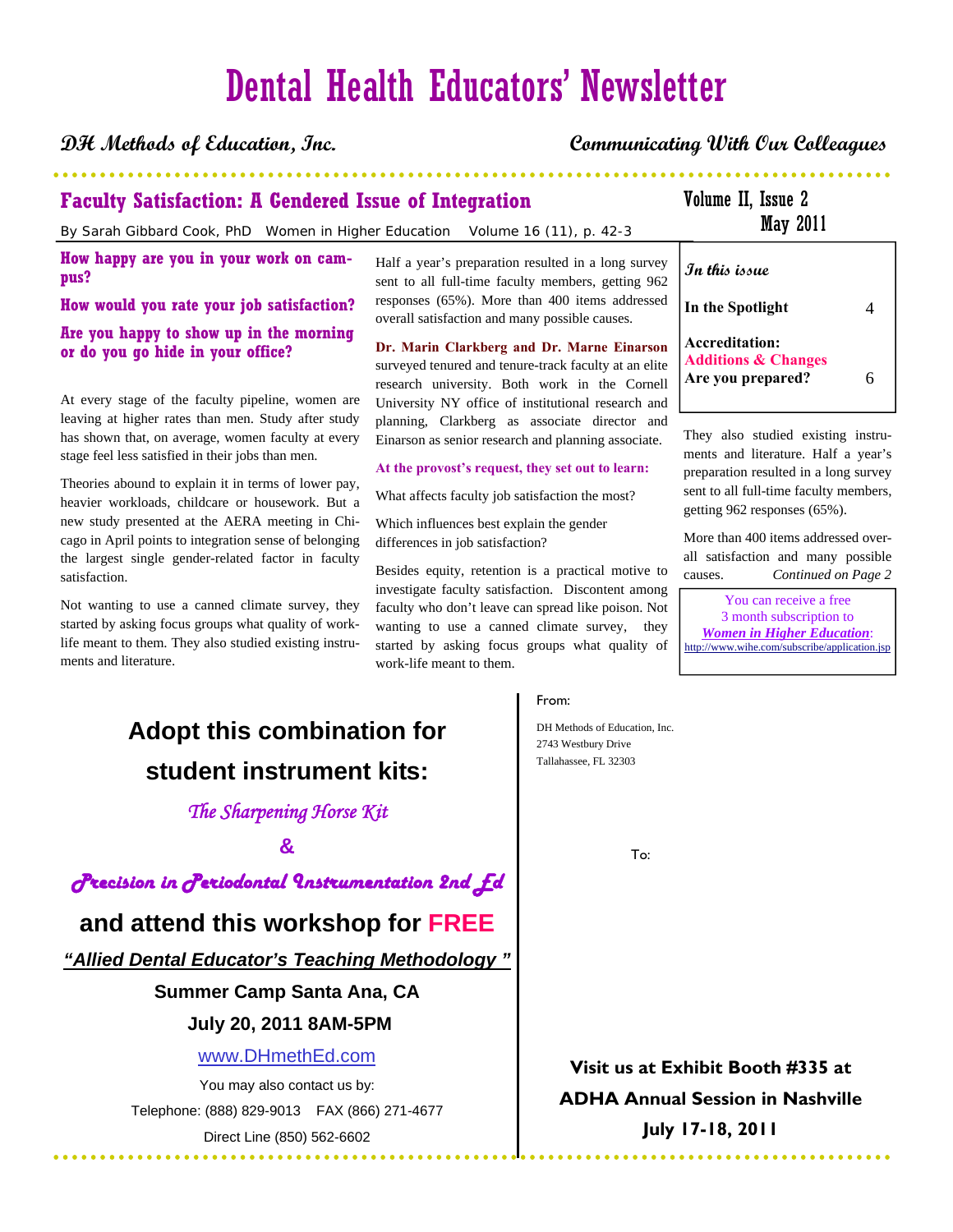# Dental Health Educators' Newsletter

**DH Methods of Education, Inc.** — **Communicating With Our Colleagues**

Volume II, Issue 2
May 2011

## Faculty Satisfaction: A Gendered Issue of Integration

By Sarah Gibbard Cook, PhD   Women in Higher Education   Volume 16 (11), p. 42-3

**How happy are you in your work on campus?**

**How would you rate your job satisfaction?**

**Are you happy to show up in the morning or do you go hide in your office?**

At every stage of the faculty pipeline, women are leaving at higher rates than men. Study after study has shown that, on average, women faculty at every stage feel less satisfied in their jobs than men.

Theories abound to explain it in terms of lower pay, heavier workloads, childcare or housework. But a new study presented at the AERA meeting in Chicago in April points to integration sense of belonging the largest single gender-related factor in faculty satisfaction.

Not wanting to use a canned climate survey, they started by asking focus groups what quality of work-life meant to them. They also studied existing instruments and literature.

Half a year's preparation resulted in a long survey sent to all full-time faculty members, getting 962 responses (65%). More than 400 items addressed overall satisfaction and many possible causes.

**Dr. Marin Clarkberg and Dr. Marne Einarson** surveyed tenured and tenure-track faculty at an elite research university. Both work in the Cornell University NY office of institutional research and planning, Clarkberg as associate director and Einarson as senior research and planning associate.

**At the provost's request, they set out to learn:**

What affects faculty job satisfaction the most?

Which influences best explain the gender differences in job satisfaction?

Besides equity, retention is a practical motive to investigate faculty satisfaction. Discontent among faculty who don't leave can spread like poison. Not wanting to use a canned climate survey, they started by asking focus groups what quality of work-life meant to them.

They also studied existing instruments and literature. Half a year's preparation resulted in a long survey sent to all full-time faculty members, getting 962 responses (65%).

More than 400 items addressed overall satisfaction and many possible causes. *Continued on Page 2*

**In this issue**

| | |
|---|---|
| In the Spotlight | 4 |
| Accreditation: Additions & Changes Are you prepared? | 6 |

You can receive a free 3 month subscription to ***Women in Higher Education***: http://www.wihe.com/subscribe/application.jsp

## Adopt this combination for student instrument kits:

*The Sharpening Horse Kit*

&

*Precision in Periodontal Instrumentation 2nd Ed*

## and attend this workshop for FREE

***"Allied Dental Educator's Teaching Methodology "***

**Summer Camp Santa Ana, CA**

**July 20, 2011 8AM-5PM**

www.DHmethEd.com

You may also contact us by:

Telephone: (888) 829-9013   FAX (866) 271-4677

Direct Line (850) 562-6602

From:

DH Methods of Education, Inc.
2743 Westbury Drive
Tallahassee, FL 32303

To:

**Visit us at Exhibit Booth #335 at ADHA Annual Session in Nashville July 17-18, 2011**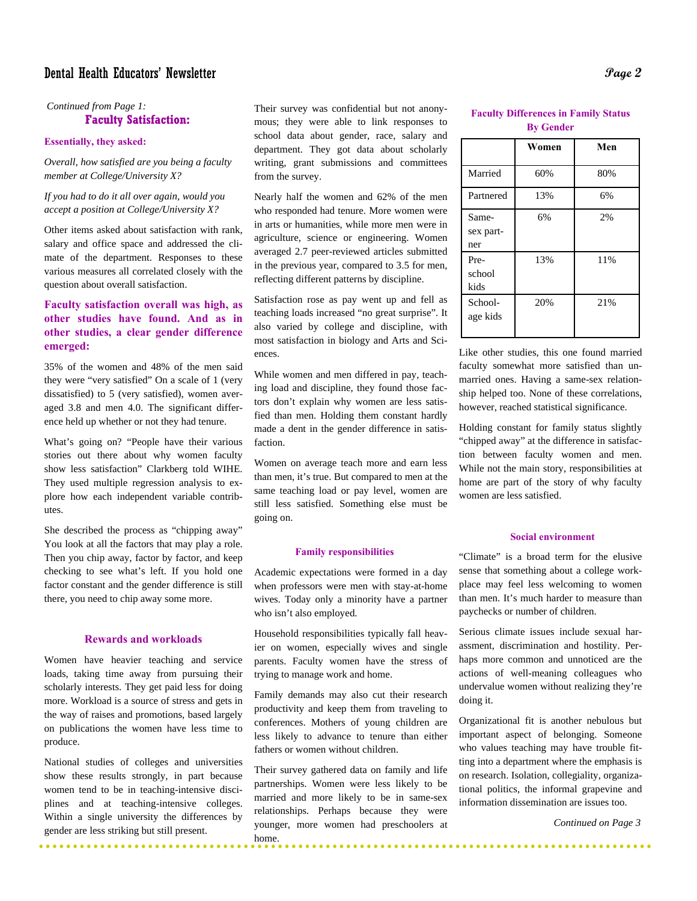*Continued from Page 1:*

## Faculty Satisfaction:

**Essentially, they asked:**

*Overall, how satisfied are you being a faculty member at College/University X?*

*If you had to do it all over again, would you accept a position at College/University X?*

Other items asked about satisfaction with rank, salary and office space and addressed the climate of the department. Responses to these various measures all correlated closely with the question about overall satisfaction.

**Faculty satisfaction overall was high, as other studies have found. And as in other studies, a clear gender difference emerged:**

35% of the women and 48% of the men said they were "very satisfied" On a scale of 1 (very dissatisfied) to 5 (very satisfied), women averaged 3.8 and men 4.0. The significant difference held up whether or not they had tenure.

What's going on? "People have their various stories out there about why women faculty show less satisfaction" Clarkberg told WIHE. They used multiple regression analysis to explore how each independent variable contributes.

She described the process as "chipping away" You look at all the factors that may play a role. Then you chip away, factor by factor, and keep checking to see what's left. If you hold one factor constant and the gender difference is still there, you need to chip away some more.

### Rewards and workloads

Women have heavier teaching and service loads, taking time away from pursuing their scholarly interests. They get paid less for doing more. Workload is a source of stress and gets in the way of raises and promotions, based largely on publications the women have less time to produce.

National studies of colleges and universities show these results strongly, in part because women tend to be in teaching-intensive disciplines and at teaching-intensive colleges. Within a single university the differences by gender are less striking but still present.

Their survey was confidential but not anonymous; they were able to link responses to school data about gender, race, salary and department. They got data about scholarly writing, grant submissions and committees from the survey.

Nearly half the women and 62% of the men who responded had tenure. More women were in arts or humanities, while more men were in agriculture, science or engineering. Women averaged 2.7 peer-reviewed articles submitted in the previous year, compared to 3.5 for men, reflecting different patterns by discipline.

Satisfaction rose as pay went up and fell as teaching loads increased "no great surprise". It also varied by college and discipline, with most satisfaction in biology and Arts and Sciences.

While women and men differed in pay, teaching load and discipline, they found those factors don't explain why women are less satisfied than men. Holding them constant hardly made a dent in the gender difference in satisfaction.

Women on average teach more and earn less than men, it's true. But compared to men at the same teaching load or pay level, women are still less satisfied. Something else must be going on.

### Family responsibilities

Academic expectations were formed in a day when professors were men with stay-at-home wives. Today only a minority have a partner who isn't also employed.

Household responsibilities typically fall heavier on women, especially wives and single parents. Faculty women have the stress of trying to manage work and home.

Family demands may also cut their research productivity and keep them from traveling to conferences. Mothers of young children are less likely to advance to tenure than either fathers or women without children.

Their survey gathered data on family and life partnerships. Women were less likely to be married and more likely to be in same-sex relationships. Perhaps because they were younger, more women had preschoolers at home.

**Faculty Differences in Family Status By Gender**

| | Women | Men |
|---|---|---|
| Married | 60% | 80% |
| Partnered | 13% | 6% |
| Same-sex partner | 6% | 2% |
| Pre-school kids | 13% | 11% |
| School-age kids | 20% | 21% |

Like other studies, this one found married faculty somewhat more satisfied than unmarried ones. Having a same-sex relationship helped too. None of these correlations, however, reached statistical significance.

Holding constant for family status slightly "chipped away" at the difference in satisfaction between faculty women and men. While not the main story, responsibilities at home are part of the story of why faculty women are less satisfied.

### Social environment

"Climate" is a broad term for the elusive sense that something about a college workplace may feel less welcoming to women than men. It's much harder to measure than paychecks or number of children.

Serious climate issues include sexual harassment, discrimination and hostility. Perhaps more common and unnoticed are the actions of well-meaning colleagues who undervalue women without realizing they're doing it.

Organizational fit is another nebulous but important aspect of belonging. Someone who values teaching may have trouble fitting into a department where the emphasis is on research. Isolation, collegiality, organizational politics, the informal grapevine and information dissemination are issues too.

*Continued on Page 3*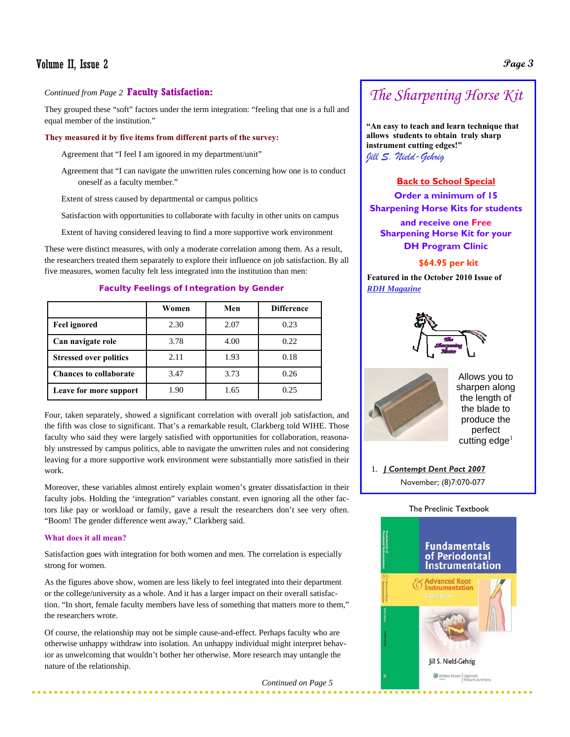*Continued from Page 2* **Faculty Satisfaction:**

They grouped these "soft" factors under the term integration: "feeling that one is a full and equal member of the institution."

**They measured it by five items from different parts of the survey:**

Agreement that "I feel I am ignored in my department/unit"

Agreement that "I can navigate the unwritten rules concerning how one is to conduct oneself as a faculty member."

Extent of stress caused by departmental or campus politics

Satisfaction with opportunities to collaborate with faculty in other units on campus

Extent of having considered leaving to find a more supportive work environment

These were distinct measures, with only a moderate correlation among them. As a result, the researchers treated them separately to explore their influence on job satisfaction. By all five measures, women faculty felt less integrated into the institution than men:

**Faculty Feelings of Integration by Gender**

| | Women | Men | Difference |
|---|---|---|---|
| **Feel ignored** | 2.30 | 2.07 | 0.23 |
| **Can navigate role** | 3.78 | 4.00 | 0.22 |
| **Stressed over politics** | 2.11 | 1.93 | 0.18 |
| **Chances to collaborate** | 3.47 | 3.73 | 0.26 |
| **Leave for more support** | 1.90 | 1.65 | 0.25 |

Four, taken separately, showed a significant correlation with overall job satisfaction, and the fifth was close to significant. That's a remarkable result, Clarkberg told WIHE. Those faculty who said they were largely satisfied with opportunities for collaboration, reasonably unstressed by campus politics, able to navigate the unwritten rules and not considering leaving for a more supportive work environment were substantially more satisfied in their work.

Moreover, these variables almost entirely explain women's greater dissatisfaction in their faculty jobs. Holding the 'integration" variables constant. even ignoring all the other factors like pay or workload or family, gave a result the researchers don't see very often. "Boom! The gender difference went away," Clarkberg said.

**What does it all mean?**

Satisfaction goes with integration for both women and men. The correlation is especially strong for women.

As the figures above show, women are less likely to feel integrated into their department or the college/university as a whole. And it has a larger impact on their overall satisfaction. "In short, female faculty members have less of something that matters more to them," the researchers wrote.

Of course, the relationship may not be simple cause-and-effect. Perhaps faculty who are otherwise unhappy withdraw into isolation. An unhappy individual might interpret behavior as unwelcoming that wouldn't bother her otherwise. More research may untangle the nature of the relationship.

*Continued on Page 5*

## *The Sharpening Horse Kit*

**"An easy to teach and learn technique that allows students to obtain truly sharp instrument cutting edges!"**

*Jill S. Nield-Gehrig*

**Back to School Special**

**Order a minimum of 15 Sharpening Horse Kits for students and receive one Free Sharpening Horse Kit for your DH Program Clinic**

**$64.95 per kit**

**Featured in the October 2010 Issue of** *RDH Magazine*

Allows you to sharpen along the length of the blade to produce the perfect cutting edge[1]

1. *J Contempt Dent Pact 2007* November; (8)7:070-077

The Preclinic Textbook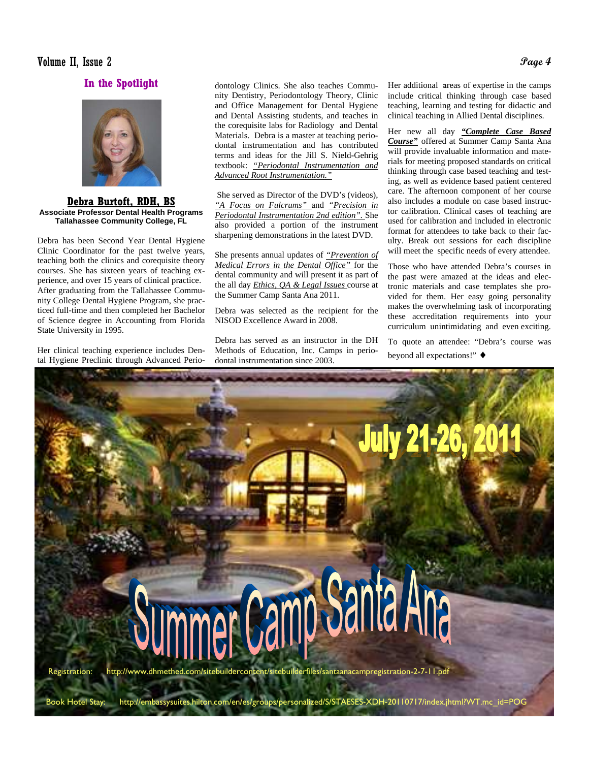## In the Spotlight

**Debra Burtoft, RDH, BS**

**Associate Professor Dental Health Programs**
**Tallahassee Community College, FL**

Debra has been Second Year Dental Hygiene Clinic Coordinator for the past twelve years, teaching both the clinics and corequisite theory courses. She has sixteen years of teaching experience, and over 15 years of clinical practice. After graduating from the Tallahassee Community College Dental Hygiene Program, she practiced full-time and then completed her Bachelor of Science degree in Accounting from Florida State University in 1995.

Her clinical teaching experience includes Dental Hygiene Preclinic through Advanced Periodontology Clinics. She also teaches Community Dentistry, Periodontology Theory, Clinic and Office Management for Dental Hygiene and Dental Assisting students, and teaches in the corequisite labs for Radiology and Dental Materials. Debra is a master at teaching periodontal instrumentation and has contributed terms and ideas for the Jill S. Nield-Gehrig textbook: *"Periodontal Instrumentation and Advanced Root Instrumentation."*

She served as Director of the DVD's (videos), *"A Focus on Fulcrums"* and *"Precision in Periodontal Instrumentation 2nd edition".* She also provided a portion of the instrument sharpening demonstrations in the latest DVD.

She presents annual updates of *"Prevention of Medical Errors in the Dental Office"* for the dental community and will present it as part of the all day *Ethics, QA & Legal Issues* course at the Summer Camp Santa Ana 2011.

Debra was selected as the recipient for the NISOD Excellence Award in 2008.

Debra has served as an instructor in the DH Methods of Education, Inc. Camps in periodontal instrumentation since 2003.

Her additional areas of expertise in the camps include critical thinking through case based teaching, learning and testing for didactic and clinical teaching in Allied Dental disciplines.

Her new all day ***"Complete Case Based Course"*** offered at Summer Camp Santa Ana will provide invaluable information and materials for meeting proposed standards on critical thinking through case based teaching and testing, as well as evidence based patient centered care. The afternoon component of her course also includes a module on case based instructor calibration. Clinical cases of teaching are used for calibration and included in electronic format for attendees to take back to their faculty. Break out sessions for each discipline will meet the specific needs of every attendee.

Those who have attended Debra's courses in the past were amazed at the ideas and electronic materials and case templates she provided for them. Her easy going personality makes the overwhelming task of incorporating these accreditation requirements into your curriculum unintimidating and even exciting.

To quote an attendee: "Debra's course was beyond all expectations!" ♦

**July 21-26, 2011**

**Summer Camp Santa Ana**

Registration: http://www.dhmethed.com/sitebuildercontent/sitebuilderfiles/santaanacampregistration-2-7-11.pdf

Book Hotel Stay: http://embassysuites.hilton.com/en/es/groups/personalized/S/STAESES-XDH-20110717/index.jhtml?WT.mc_id=POG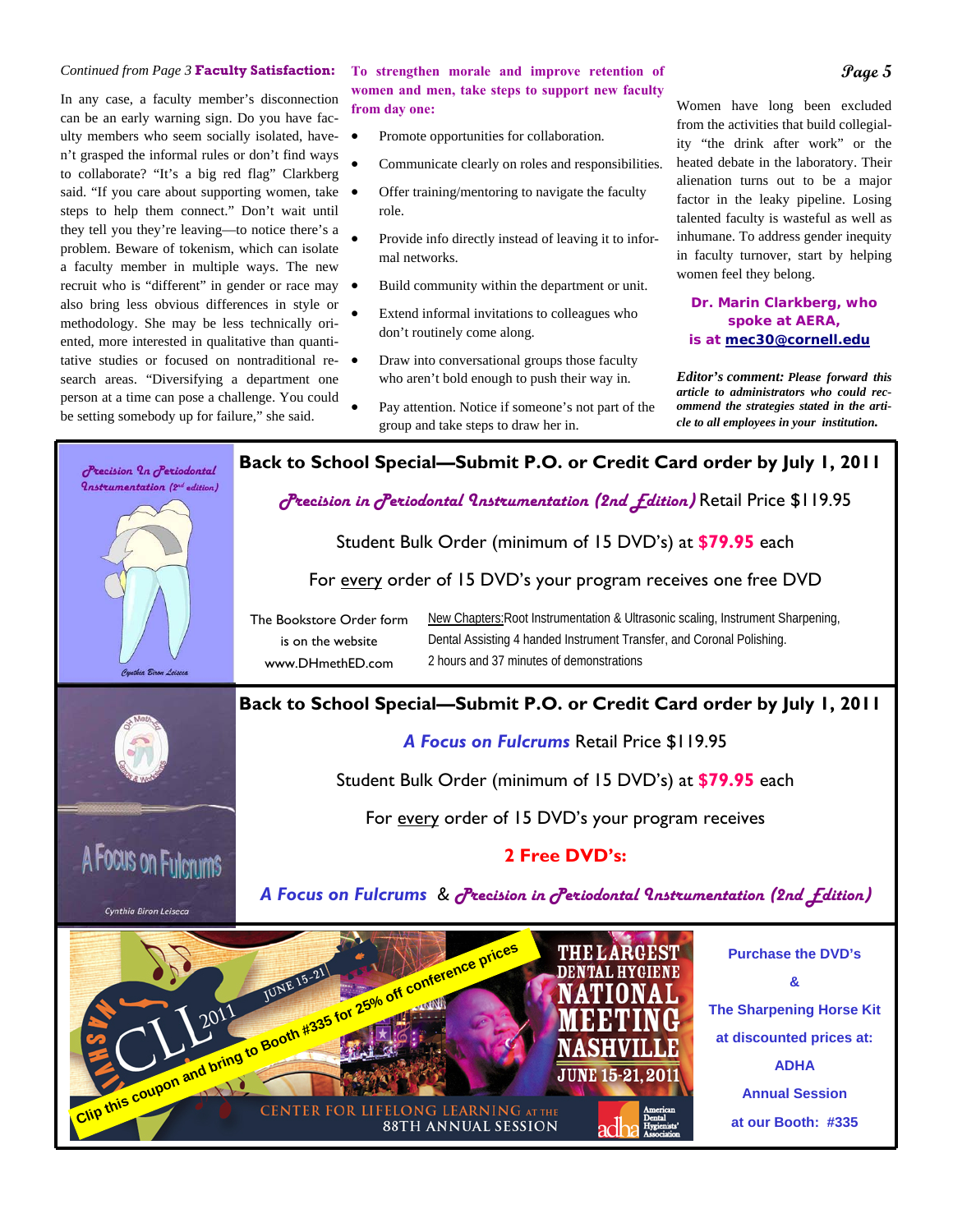*Continued from Page 3* **Faculty Satisfaction:**

In any case, a faculty member's disconnection can be an early warning sign. Do you have faculty members who seem socially isolated, haven't grasped the informal rules or don't find ways to collaborate? "It's a big red flag" Clarkberg said. "If you care about supporting women, take steps to help them connect." Don't wait until they tell you they're leaving—to notice there's a problem. Beware of tokenism, which can isolate a faculty member in multiple ways. The new recruit who is "different" in gender or race may also bring less obvious differences in style or methodology. She may be less technically oriented, more interested in qualitative than quantitative studies or focused on nontraditional research areas. "Diversifying a department one person at a time can pose a challenge. You could be setting somebody up for failure," she said.

**To strengthen morale and improve retention of women and men, take steps to support new faculty from day one:**

- Promote opportunities for collaboration.
- Communicate clearly on roles and responsibilities.
- Offer training/mentoring to navigate the faculty role.
- Provide info directly instead of leaving it to informal networks.
- Build community within the department or unit.
- Extend informal invitations to colleagues who don't routinely come along.
- Draw into conversational groups those faculty who aren't bold enough to push their way in.
- Pay attention. Notice if someone's not part of the group and take steps to draw her in.

Women have long been excluded from the activities that build collegiality "the drink after work" or the heated debate in the laboratory. Their alienation turns out to be a major factor in the leaky pipeline. Losing talented faculty is wasteful as well as inhumane. To address gender inequity in faculty turnover, start by helping women feel they belong.

**Dr. Marin Clarkberg, who spoke at AERA, is at mec30@cornell.edu**

***Editor's comment:* *Please forward this article to administrators who could recommend the strategies stated in the article to all employees in your institution.***

## Back to School Special—Submit P.O. or Credit Card order by July 1, 2011

*Precision in Periodontal Instrumentation (2nd Edition)* Retail Price $119.95

Student Bulk Order (minimum of 15 DVD's) at **$79.95** each

For every order of 15 DVD's your program receives one free DVD

The Bookstore Order form is on the website www.DHmethED.com

New Chapters: Root Instrumentation & Ultrasonic scaling, Instrument Sharpening, Dental Assisting 4 handed Instrument Transfer, and Coronal Polishing. 2 hours and 37 minutes of demonstrations

## Back to School Special—Submit P.O. or Credit Card order by July 1, 2011

***A Focus on Fulcrums*** Retail Price $119.95

Student Bulk Order (minimum of 15 DVD's) at **$79.95** each

For every order of 15 DVD's your program receives

**2 Free DVD's:**

***A Focus on Fulcrums*** & ***Precision in Periodontal Instrumentation (2nd Edition)***

Clip this coupon and bring to Booth #335 for 25% off conference prices

CLL 2011 JUNE 15-21 — THE LARGEST DENTAL HYGIENE NATIONAL MEETING NASHVILLE JUNE 15-21, 2011 — CENTER FOR LIFELONG LEARNING AT THE 88TH ANNUAL SESSION — adha American Dental Hygienists' Association

**Purchase the DVD's & The Sharpening Horse Kit at discounted prices at: ADHA Annual Session at our Booth: #335**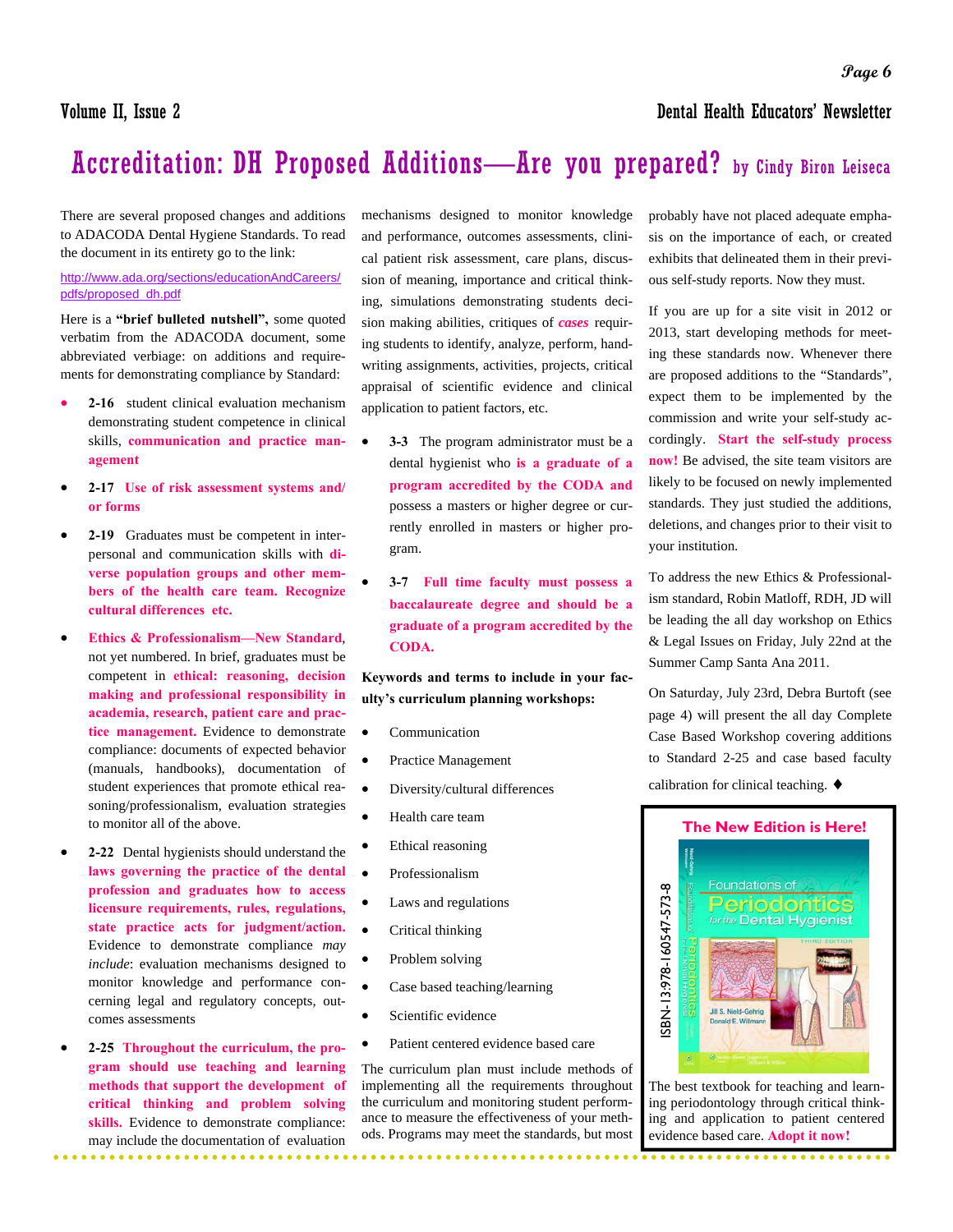# Accreditation: DH Proposed Additions—Are you prepared? by Cindy Biron Leiseca

There are several proposed changes and additions to ADACODA Dental Hygiene Standards. To read the document in its entirety go to the link:

http://www.ada.org/sections/educationAndCareers/pdfs/proposed_dh.pdf

Here is a **"brief bulleted nutshell",** some quoted verbatim from the ADACODA document, some abbreviated verbiage: on additions and requirements for demonstrating compliance by Standard:

- **2-16** student clinical evaluation mechanism demonstrating student competence in clinical skills, **communication and practice management**
- **2-17 Use of risk assessment systems and/or forms**
- **2-19** Graduates must be competent in interpersonal and communication skills with **diverse population groups and other members of the health care team. Recognize cultural differences etc.**
- **Ethics & Professionalism—New Standard**, not yet numbered. In brief, graduates must be competent in **ethical: reasoning, decision making and professional responsibility in academia, research, patient care and practice management.** Evidence to demonstrate compliance: documents of expected behavior (manuals, handbooks), documentation of student experiences that promote ethical reasoning/professionalism, evaluation strategies to monitor all of the above.
- **2-22** Dental hygienists should understand the **laws governing the practice of the dental profession and graduates how to access licensure requirements, rules, regulations, state practice acts for judgment/action.** Evidence to demonstrate compliance *may include*: evaluation mechanisms designed to monitor knowledge and performance concerning legal and regulatory concepts, outcomes assessments
- **2-25 Throughout the curriculum, the program should use teaching and learning methods that support the development of critical thinking and problem solving skills.** Evidence to demonstrate compliance: may include the documentation of evaluation mechanisms designed to monitor knowledge and performance, outcomes assessments, clinical patient risk assessment, care plans, discussion of meaning, importance and critical thinking, simulations demonstrating students decision making abilities, critiques of ***cases*** requiring students to identify, analyze, perform, handwriting assignments, activities, projects, critical appraisal of scientific evidence and clinical application to patient factors, etc.
- **3-3** The program administrator must be a dental hygienist who **is a graduate of a program accredited by the CODA and** possess a masters or higher degree or currently enrolled in masters or higher program.
- **3-7 Full time faculty must possess a baccalaureate degree and should be a graduate of a program accredited by the CODA.**

**Keywords and terms to include in your faculty's curriculum planning workshops:**

- Communication
- Practice Management
- Diversity/cultural differences
- Health care team
- Ethical reasoning
- Professionalism
- Laws and regulations
- Critical thinking
- Problem solving
- Case based teaching/learning
- Scientific evidence
- Patient centered evidence based care

The curriculum plan must include methods of implementing all the requirements throughout the curriculum and monitoring student performance to measure the effectiveness of your methods. Programs may meet the standards, but most probably have not placed adequate emphasis on the importance of each, or created exhibits that delineated them in their previous self-study reports. Now they must.

If you are up for a site visit in 2012 or 2013, start developing methods for meeting these standards now. Whenever there are proposed additions to the "Standards", expect them to be implemented by the commission and write your self-study accordingly. **Start the self-study process now!** Be advised, the site team visitors are likely to be focused on newly implemented standards. They just studied the additions, deletions, and changes prior to their visit to your institution.

To address the new Ethics & Professionalism standard, Robin Matloff, RDH, JD will be leading the all day workshop on Ethics & Legal Issues on Friday, July 22nd at the Summer Camp Santa Ana 2011.

On Saturday, July 23rd, Debra Burtoft (see page 4) will present the all day Complete Case Based Workshop covering additions to Standard 2-25 and case based faculty calibration for clinical teaching. ♦

**The New Edition is Here!**

ISBN-13:978-1-60547-573-8

Foundations of Periodontics for the Dental Hygienist, Third Edition — Jill S. Nield-Gehrig, Donald E. Willmann

The best textbook for teaching and learning periodontology through critical thinking and application to patient centered evidence based care. **Adopt it now!**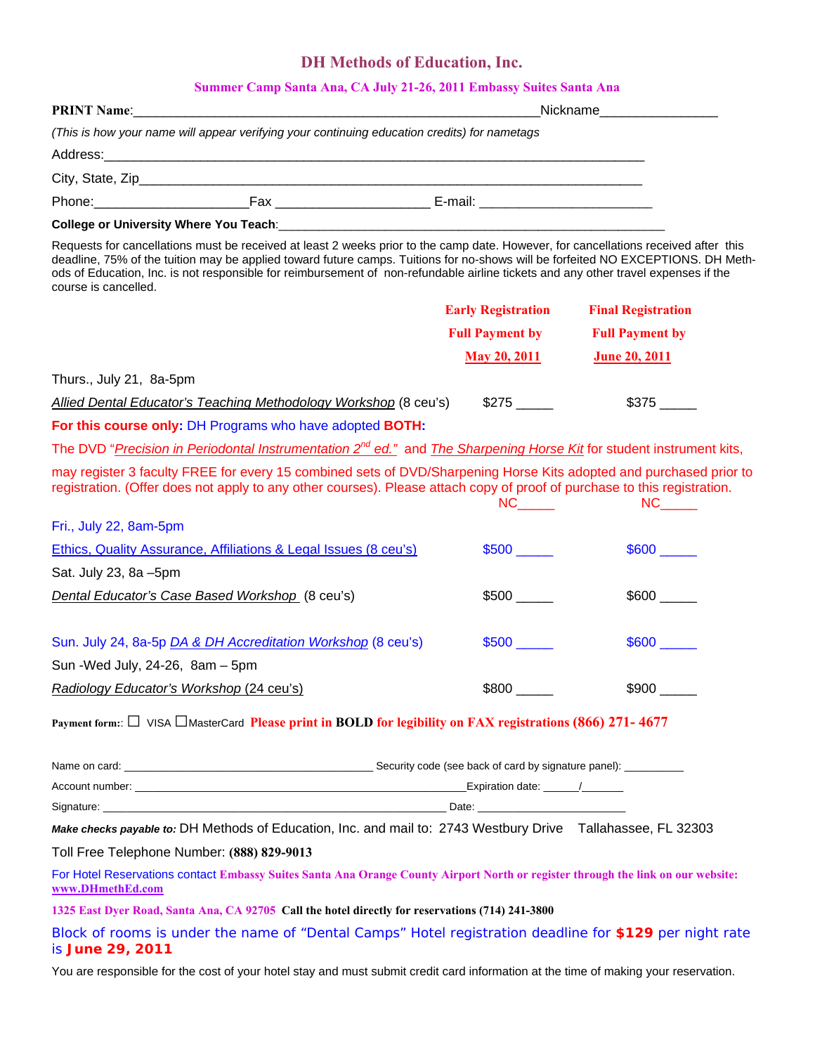# DH Methods of Education, Inc.

**Summer Camp Santa Ana, CA July 21-26, 2011 Embassy Suites Santa Ana**

**PRINT Name**:_______________________________________________________Nickname_______________

*(This is how your name will appear verifying your continuing education credits) for nametags*

Address:_________________________________________________________________________

City, State, Zip___________________________________________________________________

Phone:____________________Fax ____________________ E-mail: ______________________

**College or University Where You Teach**:_____________________________________________________

Requests for cancellations must be received at least 2 weeks prior to the camp date. However, for cancellations received after this deadline, 75% of the tuition may be applied toward future camps. Tuitions for no-shows will be forfeited NO EXCEPTIONS. DH Methods of Education, Inc. is not responsible for reimbursement of non-refundable airline tickets and any other travel expenses if the course is cancelled.

| | **Early Registration Full Payment by <u>May 20, 2011</u>** | **Final Registration Full Payment by <u>June 20, 2011</u>** |
|---|---|---|
| Thurs., July 21, 8a-5pm | | |
| *Allied Dental Educator's Teaching Methodology Workshop* (8 ceu's) | $275 _____ | $375 _____ |

**For this course only:** DH Programs who have adopted **BOTH:**

The DVD "*Precision in Periodontal Instrumentation 2nd ed.*" and *The Sharpening Horse Kit* for student instrument kits, may register 3 faculty FREE for every 15 combined sets of DVD/Sharpening Horse Kits adopted and purchased prior to registration. (Offer does not apply to any other courses). Please attach copy of proof of purchase to this registration.

| | | |
|---|---|---|
| | NC_____ | NC_____ |
| Fri., July 22, 8am-5pm | | |
| Ethics, Quality Assurance, Affiliations & Legal Issues (8 ceu's) | $500 _____ | $600 _____ |
| Sat. July 23, 8a –5pm | | |
| *Dental Educator's Case Based Workshop* (8 ceu's) | $500 _____ | $600 _____ |
| Sun. July 24, 8a-5p *DA & DH Accreditation Workshop* (8 ceu's) | $500 _____ | $600 _____ |
| Sun -Wed July, 24-26, 8am – 5pm | | |
| *Radiology Educator's Workshop* (24 ceu's) | $800 _____ | $900 _____ |

**Payment form:**: ☐ VISA ☐MasterCard **Please print in BOLD for legibility on FAX registrations (866) 271- 4677**

Name on card: ________________________________ Security code (see back of card by signature panel): __________

Account number: ______________________________________________Expiration date: ______/______

Signature: ___________________________________________________ Date: _________________________

***Make checks payable to:*** DH Methods of Education, Inc. and mail to: 2743 Westbury Drive Tallahassee, FL 32303

Toll Free Telephone Number: **(888) 829-9013**

For Hotel Reservations contact **Embassy Suites Santa Ana Orange County Airport North or register through the link on our website: www.DHmethEd.com**

**1325 East Dyer Road, Santa Ana, CA 92705 Call the hotel directly for reservations (714) 241-3800**

Block of rooms is under the name of "Dental Camps" Hotel registration deadline for **$129** per night rate is **June 29, 2011**

You are responsible for the cost of your hotel stay and must submit credit card information at the time of making your reservation.